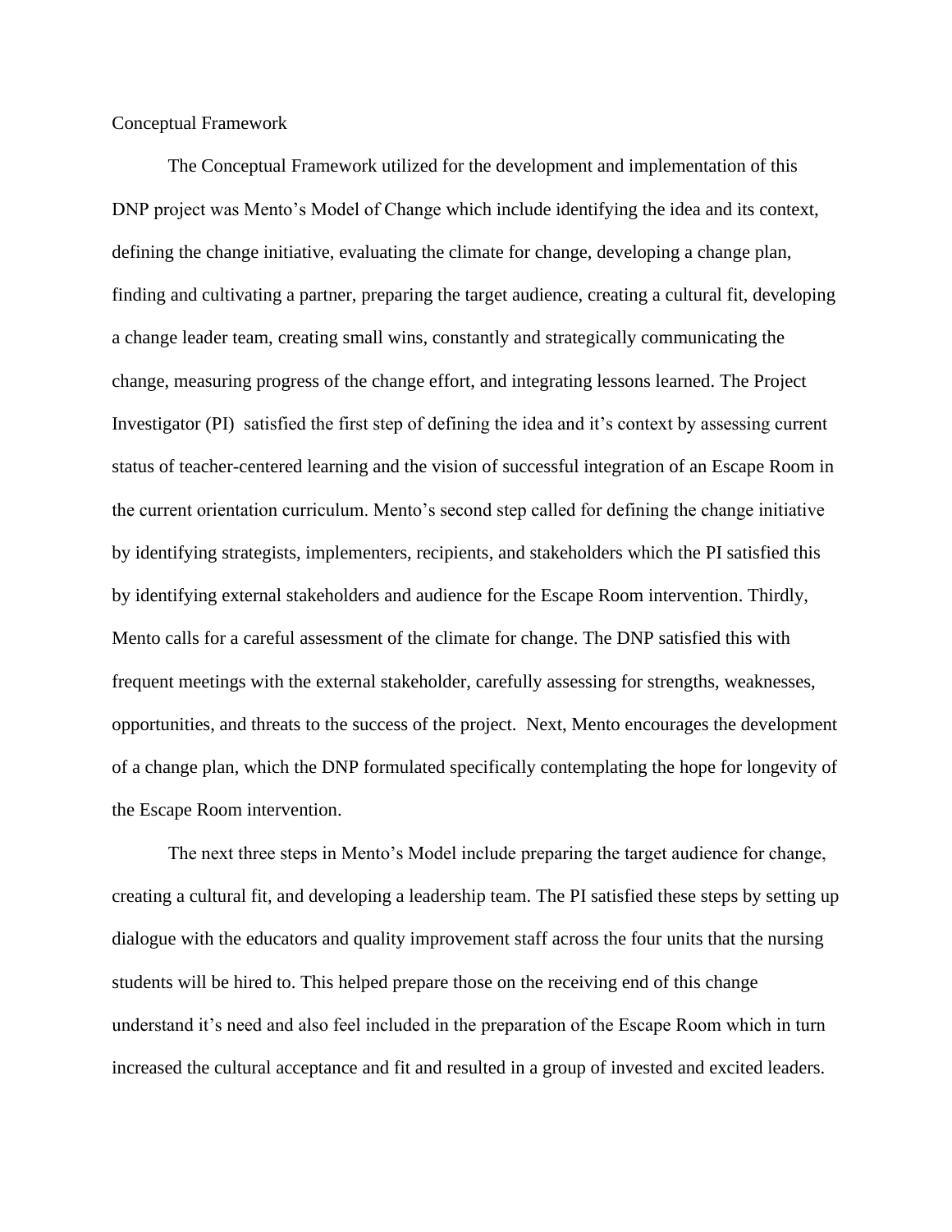Conceptual Framework

The Conceptual Framework utilized for the development and implementation of this DNP project was Mento's Model of Change which include identifying the idea and its context, defining the change initiative, evaluating the climate for change, developing a change plan, finding and cultivating a partner, preparing the target audience, creating a cultural fit, developing a change leader team, creating small wins, constantly and strategically communicating the change, measuring progress of the change effort, and integrating lessons learned. The Project Investigator (PI)  satisfied the first step of defining the idea and it's context by assessing current status of teacher-centered learning and the vision of successful integration of an Escape Room in the current orientation curriculum. Mento's second step called for defining the change initiative by identifying strategists, implementers, recipients, and stakeholders which the PI satisfied this by identifying external stakeholders and audience for the Escape Room intervention. Thirdly, Mento calls for a careful assessment of the climate for change. The DNP satisfied this with frequent meetings with the external stakeholder, carefully assessing for strengths, weaknesses, opportunities, and threats to the success of the project.  Next, Mento encourages the development of a change plan, which the DNP formulated specifically contemplating the hope for longevity of the Escape Room intervention.

The next three steps in Mento's Model include preparing the target audience for change, creating a cultural fit, and developing a leadership team. The PI satisfied these steps by setting up dialogue with the educators and quality improvement staff across the four units that the nursing students will be hired to. This helped prepare those on the receiving end of this change understand it's need and also feel included in the preparation of the Escape Room which in turn increased the cultural acceptance and fit and resulted in a group of invested and excited leaders.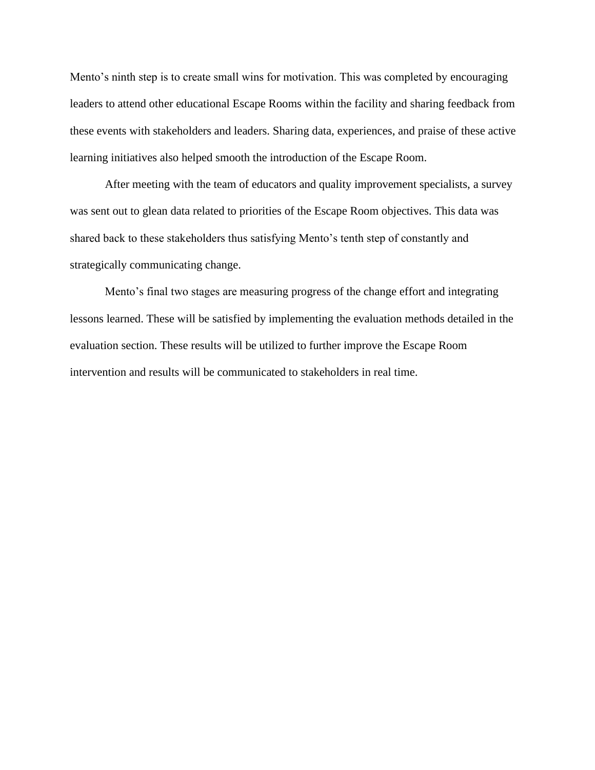Mento's ninth step is to create small wins for motivation. This was completed by encouraging leaders to attend other educational Escape Rooms within the facility and sharing feedback from these events with stakeholders and leaders. Sharing data, experiences, and praise of these active learning initiatives also helped smooth the introduction of the Escape Room.

After meeting with the team of educators and quality improvement specialists, a survey was sent out to glean data related to priorities of the Escape Room objectives. This data was shared back to these stakeholders thus satisfying Mento's tenth step of constantly and strategically communicating change.

Mento's final two stages are measuring progress of the change effort and integrating lessons learned. These will be satisfied by implementing the evaluation methods detailed in the evaluation section. These results will be utilized to further improve the Escape Room intervention and results will be communicated to stakeholders in real time.